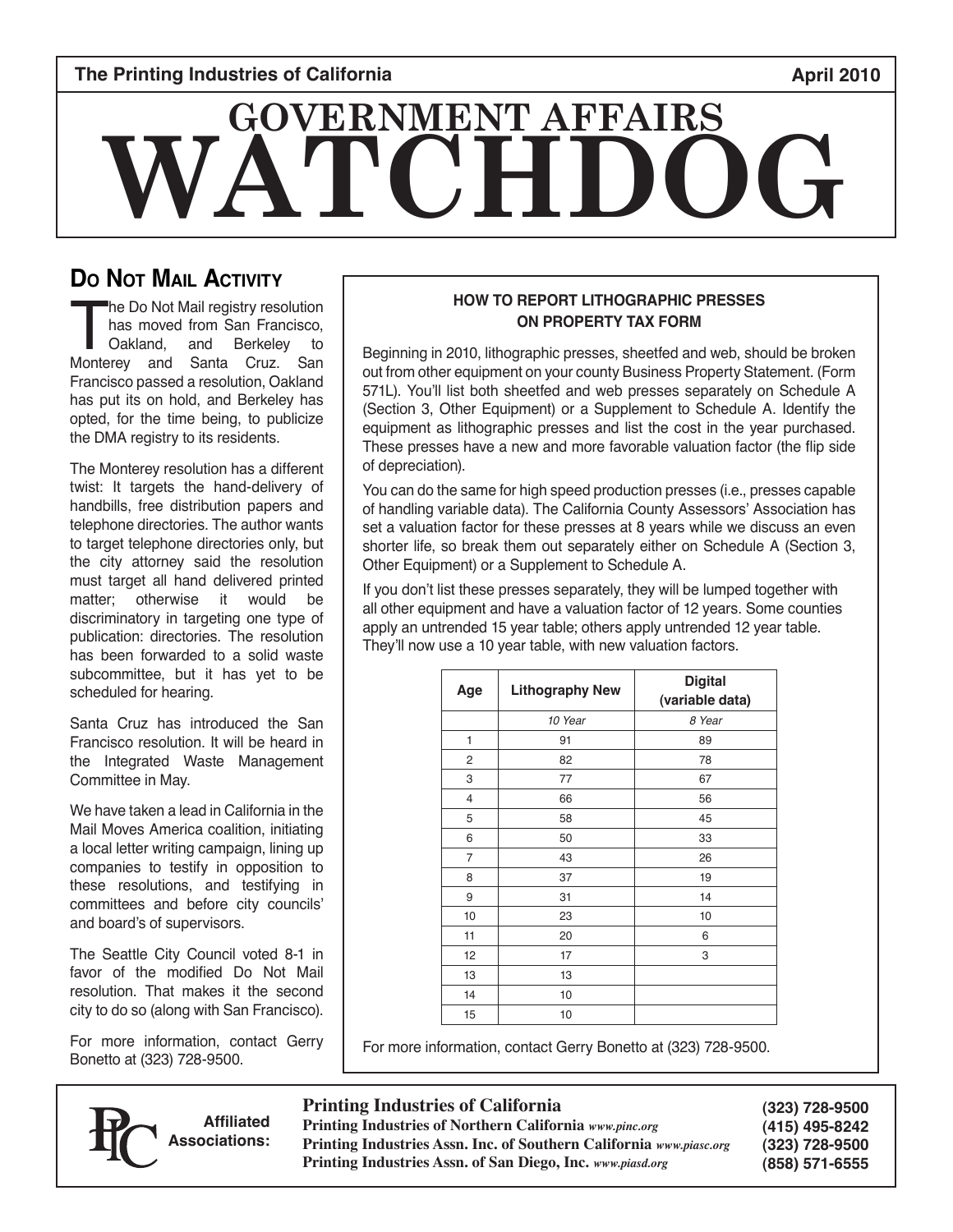The Printing Industries of California — April 2010

# GOVERNMENT AFFAIRS WATCHDOG

## Do Not Mail Activity

The Do Not Mail registry resolution has moved from San Francisco, Oakland, and Berkeley to Monterey and Santa Cruz. San Francisco passed a resolution, Oakland has put its on hold, and Berkeley has opted, for the time being, to publicize the DMA registry to its residents.

The Monterey resolution has a different twist: It targets the hand-delivery of handbills, free distribution papers and telephone directories. The author wants to target telephone directories only, but the city attorney said the resolution must target all hand delivered printed matter; otherwise it would be discriminatory in targeting one type of publication: directories. The resolution has been forwarded to a solid waste subcommittee, but it has yet to be scheduled for hearing.

Santa Cruz has introduced the San Francisco resolution. It will be heard in the Integrated Waste Management Committee in May.

We have taken a lead in California in the Mail Moves America coalition, initiating a local letter writing campaign, lining up companies to testify in opposition to these resolutions, and testifying in committees and before city councils' and board's of supervisors.

The Seattle City Council voted 8-1 in favor of the modified Do Not Mail resolution. That makes it the second city to do so (along with San Francisco).

For more information, contact Gerry Bonetto at (323) 728-9500.

## HOW TO REPORT LITHOGRAPHIC PRESSES ON PROPERTY TAX FORM

Beginning in 2010, lithographic presses, sheetfed and web, should be broken out from other equipment on your county Business Property Statement. (Form 571L). You'll list both sheetfed and web presses separately on Schedule A (Section 3, Other Equipment) or a Supplement to Schedule A. Identify the equipment as lithographic presses and list the cost in the year purchased. These presses have a new and more favorable valuation factor (the flip side of depreciation).

You can do the same for high speed production presses (i.e., presses capable of handling variable data). The California County Assessors' Association has set a valuation factor for these presses at 8 years while we discuss an even shorter life, so break them out separately either on Schedule A (Section 3, Other Equipment) or a Supplement to Schedule A.

If you don't list these presses separately, they will be lumped together with all other equipment and have a valuation factor of 12 years. Some counties apply an untrended 15 year table; others apply untrended 12 year table. They'll now use a 10 year table, with new valuation factors.

| Age | Lithography New | Digital (variable data) |
|---|---|---|
| | *10 Year* | *8 Year* |
| 1 | 91 | 89 |
| 2 | 82 | 78 |
| 3 | 77 | 67 |
| 4 | 66 | 56 |
| 5 | 58 | 45 |
| 6 | 50 | 33 |
| 7 | 43 | 26 |
| 8 | 37 | 19 |
| 9 | 31 | 14 |
| 10 | 23 | 10 |
| 11 | 20 | 6 |
| 12 | 17 | 3 |
| 13 | 13 | |
| 14 | 10 | |
| 15 | 10 | |

For more information, contact Gerry Bonetto at (323) 728-9500.

**Affiliated Associations:**

**Printing Industries of California** (323) 728-9500
**Printing Industries of Northern California** *www.pinc.org* (415) 495-8242
**Printing Industries Assn. Inc. of Southern California** *www.piasc.org* (323) 728-9500
**Printing Industries Assn. of San Diego, Inc.** *www.piasd.org* (858) 571-6555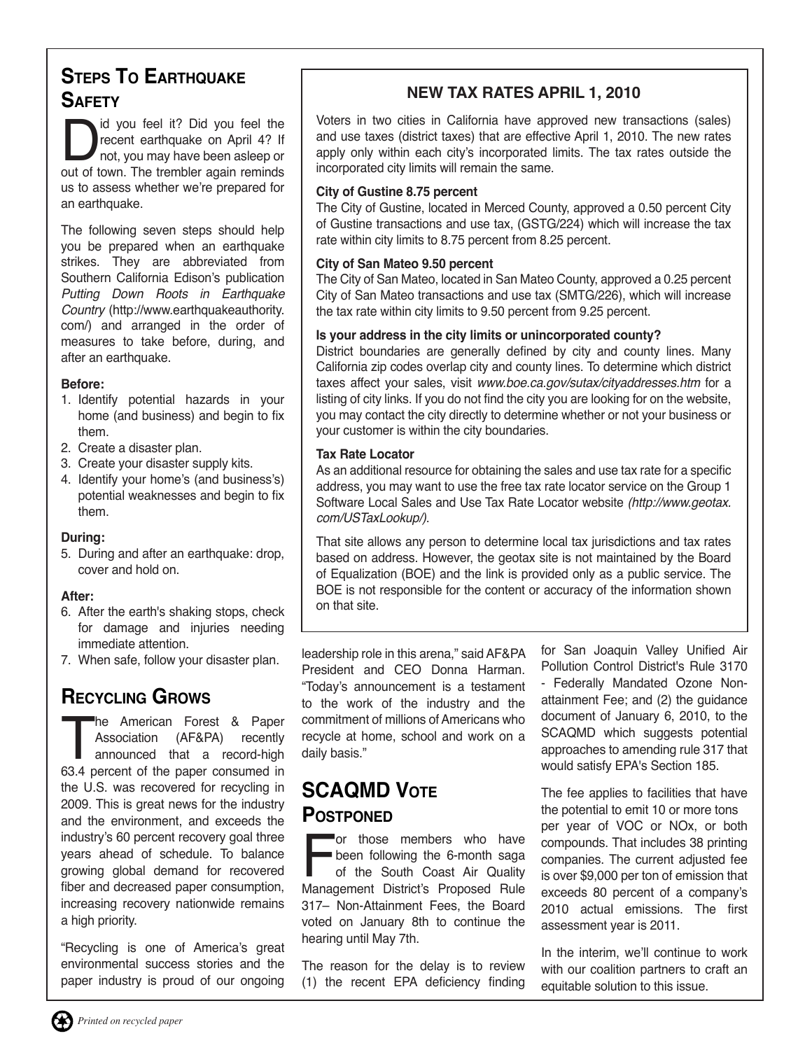## Steps To Earthquake Safety

Did you feel it? Did you feel the recent earthquake on April 4? If not, you may have been asleep or out of town. The trembler again reminds us to assess whether we're prepared for an earthquake.

The following seven steps should help you be prepared when an earthquake strikes. They are abbreviated from Southern California Edison's publication *Putting Down Roots in Earthquake Country* (http://www.earthquakeauthority.com/) and arranged in the order of measures to take before, during, and after an earthquake.

**Before:**

1. Identify potential hazards in your home (and business) and begin to fix them.
2. Create a disaster plan.
3. Create your disaster supply kits.
4. Identify your home's (and business's) potential weaknesses and begin to fix them.

**During:**

5. During and after an earthquake: drop, cover and hold on.

**After:**

6. After the earth's shaking stops, check for damage and injuries needing immediate attention.
7. When safe, follow your disaster plan.

## Recycling Grows

The American Forest & Paper Association (AF&PA) recently announced that a record-high 63.4 percent of the paper consumed in the U.S. was recovered for recycling in 2009. This is great news for the industry and the environment, and exceeds the industry's 60 percent recovery goal three years ahead of schedule. To balance growing global demand for recovered fiber and decreased paper consumption, increasing recovery nationwide remains a high priority.

"Recycling is one of America's great environmental success stories and the paper industry is proud of our ongoing leadership role in this arena," said AF&PA President and CEO Donna Harman. "Today's announcement is a testament to the work of the industry and the commitment of millions of Americans who recycle at home, school and work on a daily basis."

## New Tax Rates April 1, 2010

Voters in two cities in California have approved new transactions (sales) and use taxes (district taxes) that are effective April 1, 2010. The new rates apply only within each city's incorporated limits. The tax rates outside the incorporated city limits will remain the same.

**City of Gustine 8.75 percent**

The City of Gustine, located in Merced County, approved a 0.50 percent City of Gustine transactions and use tax, (GSTG/224) which will increase the tax rate within city limits to 8.75 percent from 8.25 percent.

**City of San Mateo 9.50 percent**

The City of San Mateo, located in San Mateo County, approved a 0.25 percent City of San Mateo transactions and use tax (SMTG/226), which will increase the tax rate within city limits to 9.50 percent from 9.25 percent.

**Is your address in the city limits or unincorporated county?**

District boundaries are generally defined by city and county lines. Many California zip codes overlap city and county lines. To determine which district taxes affect your sales, visit *www.boe.ca.gov/sutax/cityaddresses.htm* for a listing of city links. If you do not find the city you are looking for on the website, you may contact the city directly to determine whether or not your business or your customer is within the city boundaries.

**Tax Rate Locator**

As an additional resource for obtaining the sales and use tax rate for a specific address, you may want to use the free tax rate locator service on the Group 1 Software Local Sales and Use Tax Rate Locator website *(http://www.geotax.com/USTaxLookup/)*.

That site allows any person to determine local tax jurisdictions and tax rates based on address. However, the geotax site is not maintained by the Board of Equalization (BOE) and the link is provided only as a public service. The BOE is not responsible for the content or accuracy of the information shown on that site.

## SCAQMD Vote Postponed

For those members who have been following the 6-month saga of the South Coast Air Quality Management District's Proposed Rule 317– Non-Attainment Fees, the Board voted on January 8th to continue the hearing until May 7th.

The reason for the delay is to review (1) the recent EPA deficiency finding for San Joaquin Valley Unified Air Pollution Control District's Rule 3170 - Federally Mandated Ozone Non-attainment Fee; and (2) the guidance document of January 6, 2010, to the SCAQMD which suggests potential approaches to amending rule 317 that would satisfy EPA's Section 185.

The fee applies to facilities that have the potential to emit 10 or more tons per year of VOC or NOx, or both compounds. That includes 38 printing companies. The current adjusted fee is over $9,000 per ton of emission that exceeds 80 percent of a company's 2010 actual emissions. The first assessment year is 2011.

In the interim, we'll continue to work with our coalition partners to craft an equitable solution to this issue.

*Printed on recycled paper*